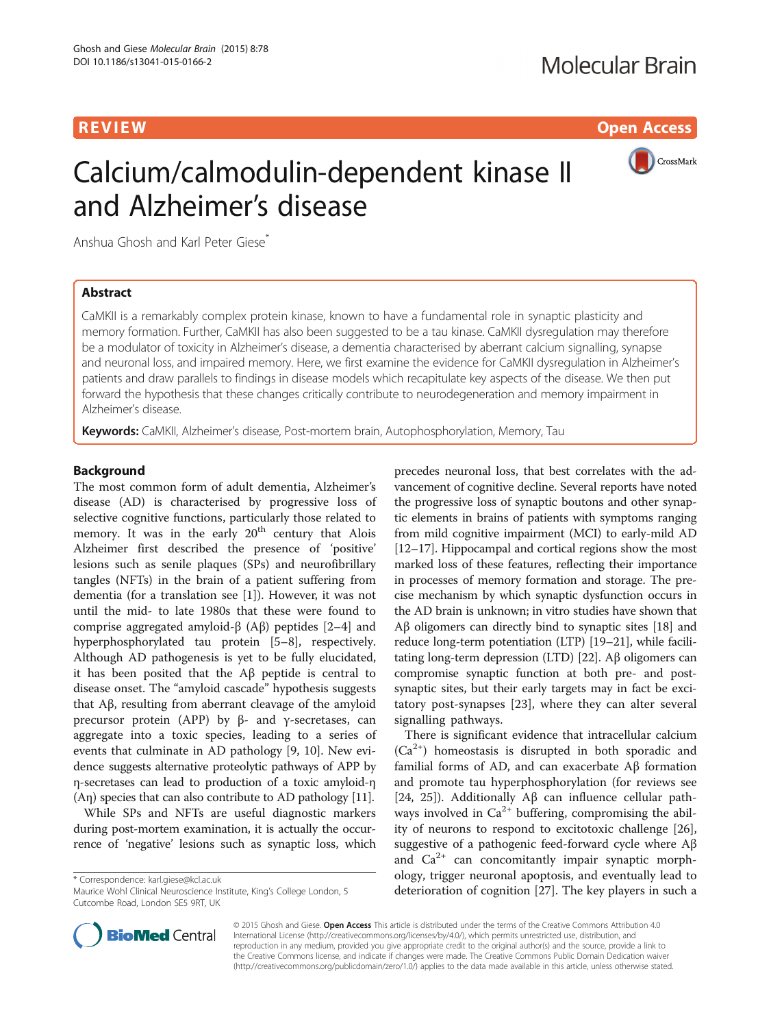REVIEW — Open Access

# Calcium/calmodulin-dependent kinase II and Alzheimer's disease

Anshua Ghosh and Karl Peter Giese*

## Abstract

CaMKII is a remarkably complex protein kinase, known to have a fundamental role in synaptic plasticity and memory formation. Further, CaMKII has also been suggested to be a tau kinase. CaMKII dysregulation may therefore be a modulator of toxicity in Alzheimer's disease, a dementia characterised by aberrant calcium signalling, synapse and neuronal loss, and impaired memory. Here, we first examine the evidence for CaMKII dysregulation in Alzheimer's patients and draw parallels to findings in disease models which recapitulate key aspects of the disease. We then put forward the hypothesis that these changes critically contribute to neurodegeneration and memory impairment in Alzheimer's disease.

**Keywords:** CaMKII, Alzheimer's disease, Post-mortem brain, Autophosphorylation, Memory, Tau

## Background

The most common form of adult dementia, Alzheimer's disease (AD) is characterised by progressive loss of selective cognitive functions, particularly those related to memory. It was in the early 20th century that Alois Alzheimer first described the presence of 'positive' lesions such as senile plaques (SPs) and neurofibrillary tangles (NFTs) in the brain of a patient suffering from dementia (for a translation see [1]). However, it was not until the mid- to late 1980s that these were found to comprise aggregated amyloid-β (Aβ) peptides [2–4] and hyperphosphorylated tau protein [5–8], respectively. Although AD pathogenesis is yet to be fully elucidated, it has been posited that the Aβ peptide is central to disease onset. The "amyloid cascade" hypothesis suggests that Aβ, resulting from aberrant cleavage of the amyloid precursor protein (APP) by β- and γ-secretases, can aggregate into a toxic species, leading to a series of events that culminate in AD pathology [9, 10]. New evidence suggests alternative proteolytic pathways of APP by η-secretases can lead to production of a toxic amyloid-η (Aη) species that can also contribute to AD pathology [11].

While SPs and NFTs are useful diagnostic markers during post-mortem examination, it is actually the occurrence of 'negative' lesions such as synaptic loss, which precedes neuronal loss, that best correlates with the advancement of cognitive decline. Several reports have noted the progressive loss of synaptic boutons and other synaptic elements in brains of patients with symptoms ranging from mild cognitive impairment (MCI) to early-mild AD [12–17]. Hippocampal and cortical regions show the most marked loss of these features, reflecting their importance in processes of memory formation and storage. The precise mechanism by which synaptic dysfunction occurs in the AD brain is unknown; in vitro studies have shown that Aβ oligomers can directly bind to synaptic sites [18] and reduce long-term potentiation (LTP) [19–21], while facilitating long-term depression (LTD) [22]. Aβ oligomers can compromise synaptic function at both pre- and post-synaptic sites, but their early targets may in fact be excitatory post-synapses [23], where they can alter several signalling pathways.

There is significant evidence that intracellular calcium ($Ca^{2+}$) homeostasis is disrupted in both sporadic and familial forms of AD, and can exacerbate Aβ formation and promote tau hyperphosphorylation (for reviews see [24, 25]). Additionally Aβ can influence cellular pathways involved in $Ca^{2+}$ buffering, compromising the ability of neurons to respond to excitotoxic challenge [26], suggestive of a pathogenic feed-forward cycle where Aβ and $Ca^{2+}$ can concomitantly impair synaptic morphology, trigger neuronal apoptosis, and eventually lead to deterioration of cognition [27]. The key players in such a

\* Correspondence: karl.giese@kcl.ac.uk
Maurice Wohl Clinical Neuroscience Institute, King's College London, 5 Cutcombe Road, London SE5 9RT, UK

© 2015 Ghosh and Giese. **Open Access** This article is distributed under the terms of the Creative Commons Attribution 4.0 International License (http://creativecommons.org/licenses/by/4.0/), which permits unrestricted use, distribution, and reproduction in any medium, provided you give appropriate credit to the original author(s) and the source, provide a link to the Creative Commons license, and indicate if changes were made. The Creative Commons Public Domain Dedication waiver (http://creativecommons.org/publicdomain/zero/1.0/) applies to the data made available in this article, unless otherwise stated.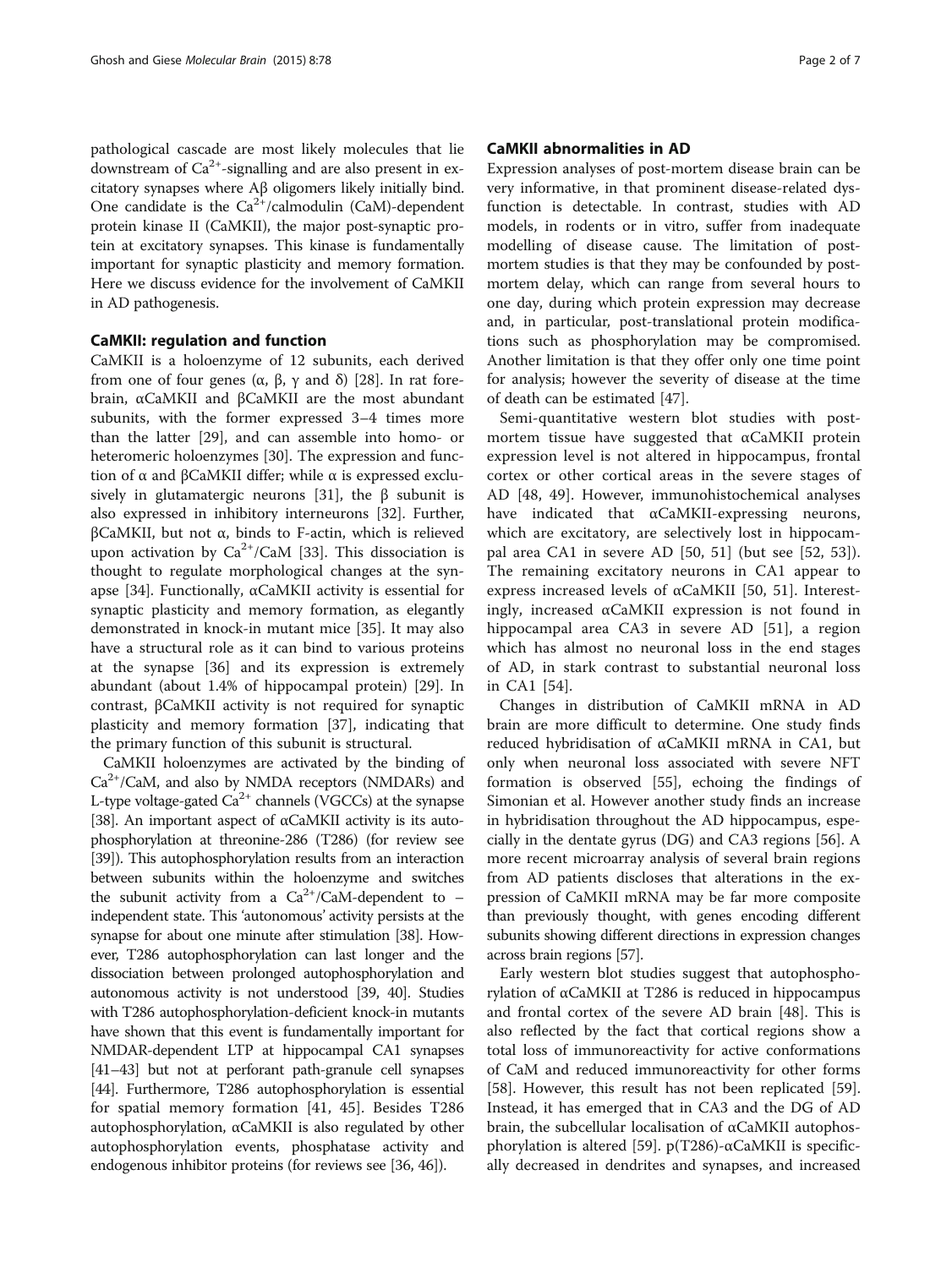pathological cascade are most likely molecules that lie downstream of $Ca^{2+}$-signalling and are also present in excitatory synapses where Aβ oligomers likely initially bind. One candidate is the $Ca^{2+}$/calmodulin (CaM)-dependent protein kinase II (CaMKII), the major post-synaptic protein at excitatory synapses. This kinase is fundamentally important for synaptic plasticity and memory formation. Here we discuss evidence for the involvement of CaMKII in AD pathogenesis.

## CaMKII: regulation and function

CaMKII is a holoenzyme of 12 subunits, each derived from one of four genes (α, β, γ and δ) [28]. In rat forebrain, αCaMKII and βCaMKII are the most abundant subunits, with the former expressed 3–4 times more than the latter [29], and can assemble into homo- or heteromeric holoenzymes [30]. The expression and function of α and βCaMKII differ; while α is expressed exclusively in glutamatergic neurons [31], the β subunit is also expressed in inhibitory interneurons [32]. Further, βCaMKII, but not α, binds to F-actin, which is relieved upon activation by $Ca^{2+}$/CaM [33]. This dissociation is thought to regulate morphological changes at the synapse [34]. Functionally, αCaMKII activity is essential for synaptic plasticity and memory formation, as elegantly demonstrated in knock-in mutant mice [35]. It may also have a structural role as it can bind to various proteins at the synapse [36] and its expression is extremely abundant (about 1.4% of hippocampal protein) [29]. In contrast, βCaMKII activity is not required for synaptic plasticity and memory formation [37], indicating that the primary function of this subunit is structural.

CaMKII holoenzymes are activated by the binding of $Ca^{2+}$/CaM, and also by NMDA receptors (NMDARs) and L-type voltage-gated $Ca^{2+}$ channels (VGCCs) at the synapse [38]. An important aspect of αCaMKII activity is its autophosphorylation at threonine-286 (T286) (for review see [39]). This autophosphorylation results from an interaction between subunits within the holoenzyme and switches the subunit activity from a $Ca^{2+}$/CaM-dependent to –independent state. This 'autonomous' activity persists at the synapse for about one minute after stimulation [38]. However, T286 autophosphorylation can last longer and the dissociation between prolonged autophosphorylation and autonomous activity is not understood [39, 40]. Studies with T286 autophosphorylation-deficient knock-in mutants have shown that this event is fundamentally important for NMDAR-dependent LTP at hippocampal CA1 synapses [41–43] but not at perforant path-granule cell synapses [44]. Furthermore, T286 autophosphorylation is essential for spatial memory formation [41, 45]. Besides T286 autophosphorylation, αCaMKII is also regulated by other autophosphorylation events, phosphatase activity and endogenous inhibitor proteins (for reviews see [36, 46]).

## CaMKII abnormalities in AD

Expression analyses of post-mortem disease brain can be very informative, in that prominent disease-related dysfunction is detectable. In contrast, studies with AD models, in rodents or in vitro, suffer from inadequate modelling of disease cause. The limitation of post-mortem studies is that they may be confounded by post-mortem delay, which can range from several hours to one day, during which protein expression may decrease and, in particular, post-translational protein modifications such as phosphorylation may be compromised. Another limitation is that they offer only one time point for analysis; however the severity of disease at the time of death can be estimated [47].

Semi-quantitative western blot studies with post-mortem tissue have suggested that αCaMKII protein expression level is not altered in hippocampus, frontal cortex or other cortical areas in the severe stages of AD [48, 49]. However, immunohistochemical analyses have indicated that αCaMKII-expressing neurons, which are excitatory, are selectively lost in hippocampal area CA1 in severe AD [50, 51] (but see [52, 53]). The remaining excitatory neurons in CA1 appear to express increased levels of αCaMKII [50, 51]. Interestingly, increased αCaMKII expression is not found in hippocampal area CA3 in severe AD [51], a region which has almost no neuronal loss in the end stages of AD, in stark contrast to substantial neuronal loss in CA1 [54].

Changes in distribution of CaMKII mRNA in AD brain are more difficult to determine. One study finds reduced hybridisation of αCaMKII mRNA in CA1, but only when neuronal loss associated with severe NFT formation is observed [55], echoing the findings of Simonian et al. However another study finds an increase in hybridisation throughout the AD hippocampus, especially in the dentate gyrus (DG) and CA3 regions [56]. A more recent microarray analysis of several brain regions from AD patients discloses that alterations in the expression of CaMKII mRNA may be far more composite than previously thought, with genes encoding different subunits showing different directions in expression changes across brain regions [57].

Early western blot studies suggest that autophosphorylation of αCaMKII at T286 is reduced in hippocampus and frontal cortex of the severe AD brain [48]. This is also reflected by the fact that cortical regions show a total loss of immunoreactivity for active conformations of CaM and reduced immunoreactivity for other forms [58]. However, this result has not been replicated [59]. Instead, it has emerged that in CA3 and the DG of AD brain, the subcellular localisation of αCaMKII autophosphorylation is altered [59]. p(T286)-αCaMKII is specifically decreased in dendrites and synapses, and increased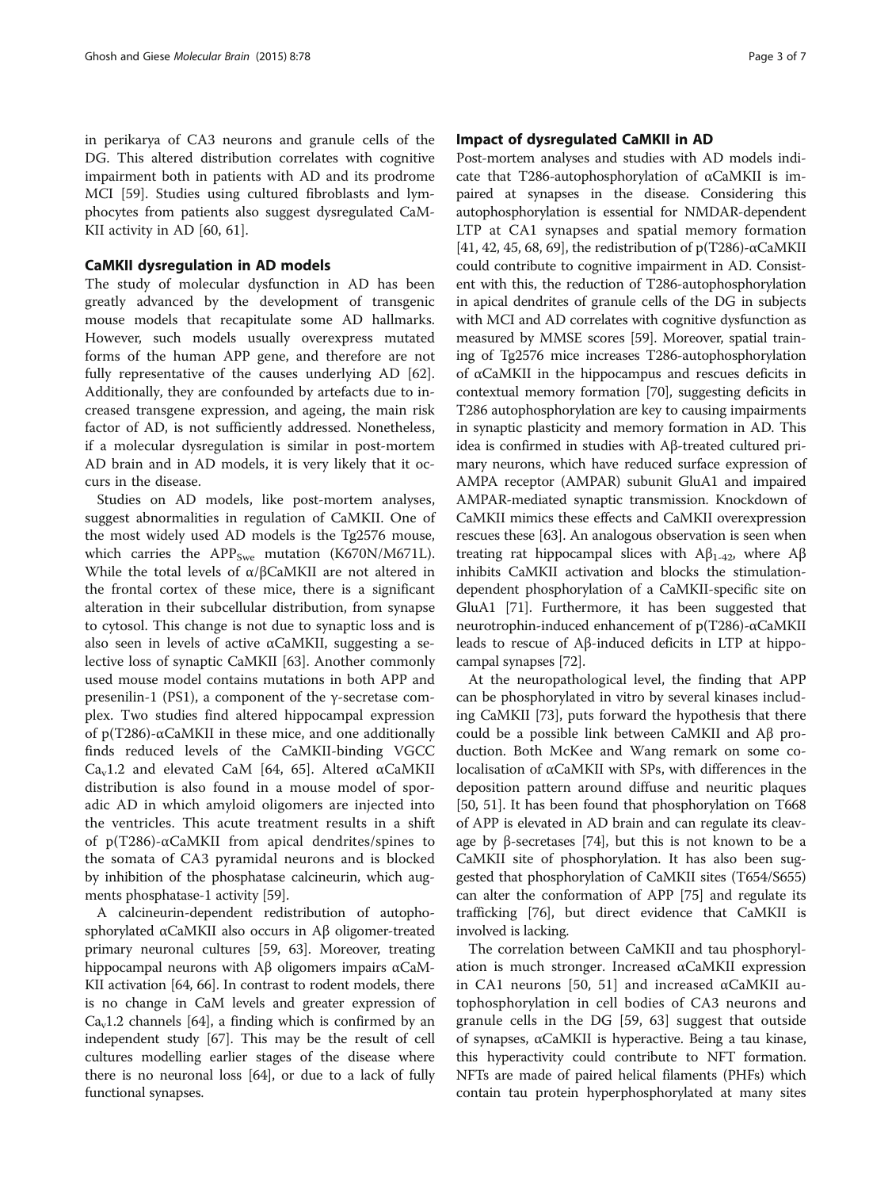in perikarya of CA3 neurons and granule cells of the DG. This altered distribution correlates with cognitive impairment both in patients with AD and its prodrome MCI [59]. Studies using cultured fibroblasts and lymphocytes from patients also suggest dysregulated CaMKII activity in AD [60, 61].

## CaMKII dysregulation in AD models

The study of molecular dysfunction in AD has been greatly advanced by the development of transgenic mouse models that recapitulate some AD hallmarks. However, such models usually overexpress mutated forms of the human APP gene, and therefore are not fully representative of the causes underlying AD [62]. Additionally, they are confounded by artefacts due to increased transgene expression, and ageing, the main risk factor of AD, is not sufficiently addressed. Nonetheless, if a molecular dysregulation is similar in post-mortem AD brain and in AD models, it is very likely that it occurs in the disease.

Studies on AD models, like post-mortem analyses, suggest abnormalities in regulation of CaMKII. One of the most widely used AD models is the Tg2576 mouse, which carries the $APP_{Swe}$ mutation (K670N/M671L). While the total levels of α/βCaMKII are not altered in the frontal cortex of these mice, there is a significant alteration in their subcellular distribution, from synapse to cytosol. This change is not due to synaptic loss and is also seen in levels of active αCaMKII, suggesting a selective loss of synaptic CaMKII [63]. Another commonly used mouse model contains mutations in both APP and presenilin-1 (PS1), a component of the γ-secretase complex. Two studies find altered hippocampal expression of p(T286)-αCaMKII in these mice, and one additionally finds reduced levels of the CaMKII-binding VGCC $Ca_v1.2$ and elevated CaM [64, 65]. Altered αCaMKII distribution is also found in a mouse model of sporadic AD in which amyloid oligomers are injected into the ventricles. This acute treatment results in a shift of p(T286)-αCaMKII from apical dendrites/spines to the somata of CA3 pyramidal neurons and is blocked by inhibition of the phosphatase calcineurin, which augments phosphatase-1 activity [59].

A calcineurin-dependent redistribution of autophosphorylated αCaMKII also occurs in Aβ oligomer-treated primary neuronal cultures [59, 63]. Moreover, treating hippocampal neurons with Aβ oligomers impairs αCaMKII activation [64, 66]. In contrast to rodent models, there is no change in CaM levels and greater expression of $Ca_v1.2$ channels [64], a finding which is confirmed by an independent study [67]. This may be the result of cell cultures modelling earlier stages of the disease where there is no neuronal loss [64], or due to a lack of fully functional synapses.

## Impact of dysregulated CaMKII in AD

Post-mortem analyses and studies with AD models indicate that T286-autophosphorylation of αCaMKII is impaired at synapses in the disease. Considering this autophosphorylation is essential for NMDAR-dependent LTP at CA1 synapses and spatial memory formation [41, 42, 45, 68, 69], the redistribution of p(T286)-αCaMKII could contribute to cognitive impairment in AD. Consistent with this, the reduction of T286-autophosphorylation in apical dendrites of granule cells of the DG in subjects with MCI and AD correlates with cognitive dysfunction as measured by MMSE scores [59]. Moreover, spatial training of Tg2576 mice increases T286-autophosphorylation of αCaMKII in the hippocampus and rescues deficits in contextual memory formation [70], suggesting deficits in T286 autophosphorylation are key to causing impairments in synaptic plasticity and memory formation in AD. This idea is confirmed in studies with Aβ-treated cultured primary neurons, which have reduced surface expression of AMPA receptor (AMPAR) subunit GluA1 and impaired AMPAR-mediated synaptic transmission. Knockdown of CaMKII mimics these effects and CaMKII overexpression rescues these [63]. An analogous observation is seen when treating rat hippocampal slices with $Aβ_{1-42}$, where Aβ inhibits CaMKII activation and blocks the stimulation-dependent phosphorylation of a CaMKII-specific site on GluA1 [71]. Furthermore, it has been suggested that neurotrophin-induced enhancement of p(T286)-αCaMKII leads to rescue of Aβ-induced deficits in LTP at hippocampal synapses [72].

At the neuropathological level, the finding that APP can be phosphorylated in vitro by several kinases including CaMKII [73], puts forward the hypothesis that there could be a possible link between CaMKII and Aβ production. Both McKee and Wang remark on some colocalisation of αCaMKII with SPs, with differences in the deposition pattern around diffuse and neuritic plaques [50, 51]. It has been found that phosphorylation on T668 of APP is elevated in AD brain and can regulate its cleavage by β-secretases [74], but this is not known to be a CaMKII site of phosphorylation. It has also been suggested that phosphorylation of CaMKII sites (T654/S655) can alter the conformation of APP [75] and regulate its trafficking [76], but direct evidence that CaMKII is involved is lacking.

The correlation between CaMKII and tau phosphorylation is much stronger. Increased αCaMKII expression in CA1 neurons [50, 51] and increased αCaMKII autophosphorylation in cell bodies of CA3 neurons and granule cells in the DG [59, 63] suggest that outside of synapses, αCaMKII is hyperactive. Being a tau kinase, this hyperactivity could contribute to NFT formation. NFTs are made of paired helical filaments (PHFs) which contain tau protein hyperphosphorylated at many sites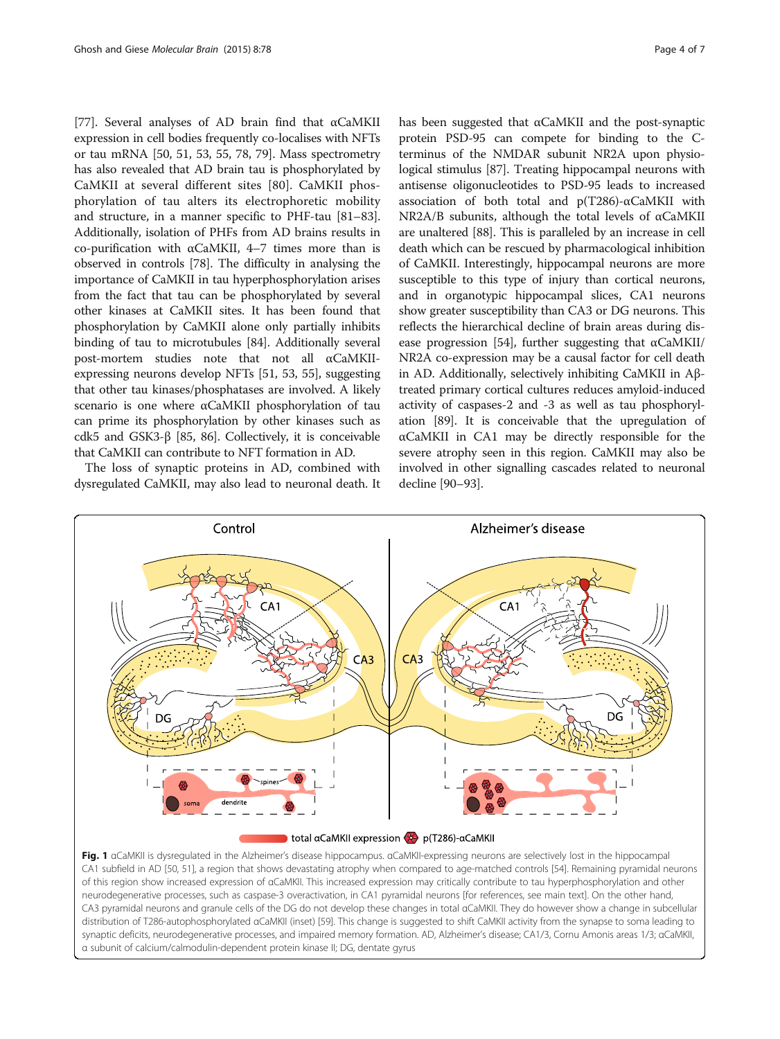[77]. Several analyses of AD brain find that αCaMKII expression in cell bodies frequently co-localises with NFTs or tau mRNA [50, 51, 53, 55, 78, 79]. Mass spectrometry has also revealed that AD brain tau is phosphorylated by CaMKII at several different sites [80]. CaMKII phosphorylation of tau alters its electrophoretic mobility and structure, in a manner specific to PHF-tau [81–83]. Additionally, isolation of PHFs from AD brains results in co-purification with αCaMKII, 4–7 times more than is observed in controls [78]. The difficulty in analysing the importance of CaMKII in tau hyperphosphorylation arises from the fact that tau can be phosphorylated by several other kinases at CaMKII sites. It has been found that phosphorylation by CaMKII alone only partially inhibits binding of tau to microtubules [84]. Additionally several post-mortem studies note that not all αCaMKII-expressing neurons develop NFTs [51, 53, 55], suggesting that other tau kinases/phosphatases are involved. A likely scenario is one where αCaMKII phosphorylation of tau can prime its phosphorylation by other kinases such as cdk5 and GSK3-β [85, 86]. Collectively, it is conceivable that CaMKII can contribute to NFT formation in AD.

The loss of synaptic proteins in AD, combined with dysregulated CaMKII, may also lead to neuronal death. It has been suggested that αCaMKII and the post-synaptic protein PSD-95 can compete for binding to the C-terminus of the NMDAR subunit NR2A upon physiological stimulus [87]. Treating hippocampal neurons with antisense oligonucleotides to PSD-95 leads to increased association of both total and p(T286)-αCaMKII with NR2A/B subunits, although the total levels of αCaMKII are unaltered [88]. This is paralleled by an increase in cell death which can be rescued by pharmacological inhibition of CaMKII. Interestingly, hippocampal neurons are more susceptible to this type of injury than cortical neurons, and in organotypic hippocampal slices, CA1 neurons show greater susceptibility than CA3 or DG neurons. This reflects the hierarchical decline of brain areas during disease progression [54], further suggesting that αCaMKII/NR2A co-expression may be a causal factor for cell death in AD. Additionally, selectively inhibiting CaMKII in Aβ-treated primary cortical cultures reduces amyloid-induced activity of caspases-2 and -3 as well as tau phosphorylation [89]. It is conceivable that the upregulation of αCaMKII in CA1 may be directly responsible for the severe atrophy seen in this region. CaMKII may also be involved in other signalling cascades related to neuronal decline [90–93].

**Fig. 1** αCaMKII is dysregulated in the Alzheimer's disease hippocampus. αCaMKII-expressing neurons are selectively lost in the hippocampal CA1 subfield in AD [50, 51], a region that shows devastating atrophy when compared to age-matched controls [54]. Remaining pyramidal neurons of this region show increased expression of αCaMKII. This increased expression may critically contribute to tau hyperphosphorylation and other neurodegenerative processes, such as caspase-3 overactivation, in CA1 pyramidal neurons [for references, see main text]. On the other hand, CA3 pyramidal neurons and granule cells of the DG do not develop these changes in total αCaMKII. They do however show a change in subcellular distribution of T286-autophosphorylated αCaMKII (inset) [59]. This change is suggested to shift CaMKII activity from the synapse to soma leading to synaptic deficits, neurodegenerative processes, and impaired memory formation. AD, Alzheimer's disease; CA1/3, Cornu Amonis areas 1/3; αCaMKII, α subunit of calcium/calmodulin-dependent protein kinase II; DG, dentate gyrus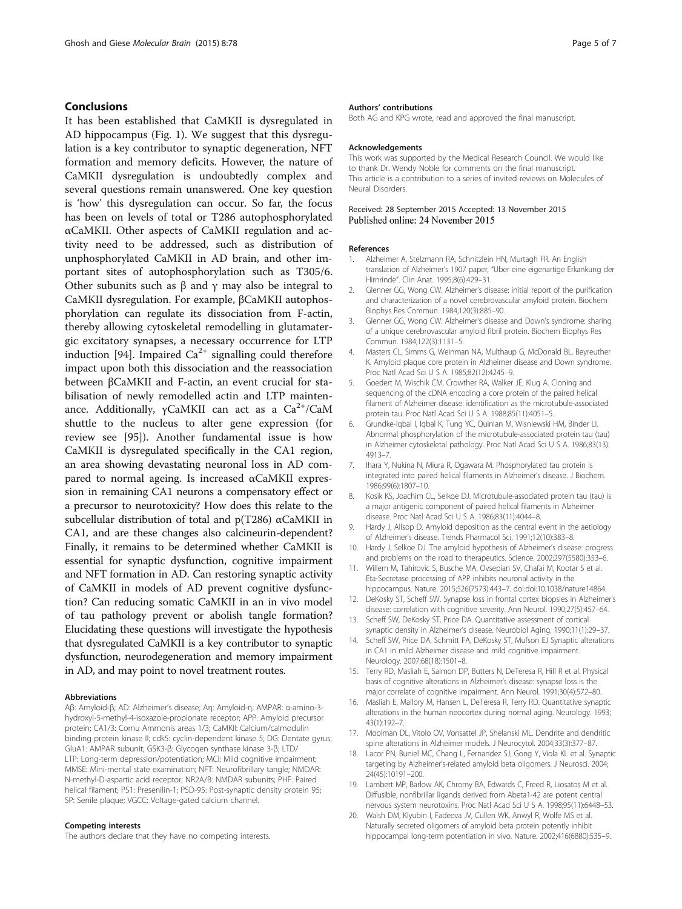## Conclusions

It has been established that CaMKII is dysregulated in AD hippocampus (Fig. 1). We suggest that this dysregulation is a key contributor to synaptic degeneration, NFT formation and memory deficits. However, the nature of CaMKII dysregulation is undoubtedly complex and several questions remain unanswered. One key question is 'how' this dysregulation can occur. So far, the focus has been on levels of total or T286 autophosphorylated αCaMKII. Other aspects of CaMKII regulation and activity need to be addressed, such as distribution of unphosphorylated CaMKII in AD brain, and other important sites of autophosphorylation such as T305/6. Other subunits such as β and γ may also be integral to CaMKII dysregulation. For example, βCaMKII autophosphorylation can regulate its dissociation from F-actin, thereby allowing cytoskeletal remodelling in glutamatergic excitatory synapses, a necessary occurrence for LTP induction [94]. Impaired $Ca^{2+}$ signalling could therefore impact upon both this dissociation and the reassociation between βCaMKII and F-actin, an event crucial for stabilisation of newly remodelled actin and LTP maintenance. Additionally, γCaMKII can act as a $Ca^{2+}$/CaM shuttle to the nucleus to alter gene expression (for review see [95]). Another fundamental issue is how CaMKII is dysregulated specifically in the CA1 region, an area showing devastating neuronal loss in AD compared to normal ageing. Is increased αCaMKII expression in remaining CA1 neurons a compensatory effect or a precursor to neurotoxicity? How does this relate to the subcellular distribution of total and p(T286) αCaMKII in CA1, and are these changes also calcineurin-dependent? Finally, it remains to be determined whether CaMKII is essential for synaptic dysfunction, cognitive impairment and NFT formation in AD. Can restoring synaptic activity of CaMKII in models of AD prevent cognitive dysfunction? Can reducing somatic CaMKII in an in vivo model of tau pathology prevent or abolish tangle formation? Elucidating these questions will investigate the hypothesis that dysregulated CaMKII is a key contributor to synaptic dysfunction, neurodegeneration and memory impairment in AD, and may point to novel treatment routes.

#### Abbreviations

Aβ: Amyloid-β; AD: Alzheimer's disease; Aη: Amyloid-η; AMPAR: α-amino-3-hydroxyl-5-methyl-4-isoxazole-propionate receptor; APP: Amyloid precursor protein; CA1/3: Cornu Ammonis areas 1/3; CaMKII: Calcium/calmodulin binding protein kinase II; cdk5: cyclin-dependent kinase 5; DG: Dentate gyrus; GluA1: AMPAR subunit; GSK3-β: Glycogen synthase kinase 3-β; LTD/LTP: Long-term depression/potentiation; MCI: Mild cognitive impairment; MMSE: Mini-mental state examination; NFT: Neurofibrillary tangle; NMDAR: N-methyl-D-aspartic acid receptor; NR2A/B: NMDAR subunits; PHF: Paired helical filament; PS1: Presenilin-1; PSD-95: Post-synaptic density protein 95; SP: Senile plaque; VGCC: Voltage-gated calcium channel.

#### Competing interests

The authors declare that they have no competing interests.

#### Authors' contributions

Both AG and KPG wrote, read and approved the final manuscript.

#### Acknowledgements

This work was supported by the Medical Research Council. We would like to thank Dr. Wendy Noble for comments on the final manuscript. This article is a contribution to a series of invited reviews on Molecules of Neural Disorders.

Received: 28 September 2015 Accepted: 13 November 2015
Published online: 24 November 2015

#### References

1. Alzheimer A, Stelzmann RA, Schnitzlein HN, Murtagh FR. An English translation of Alzheimer's 1907 paper, "Uber eine eigenartige Erkankung der Hirnrinde". Clin Anat. 1995;8(6):429–31.
2. Glenner GG, Wong CW. Alzheimer's disease: initial report of the purification and characterization of a novel cerebrovascular amyloid protein. Biochem Biophys Res Commun. 1984;120(3):885–90.
3. Glenner GG, Wong CW. Alzheimer's disease and Down's syndrome: sharing of a unique cerebrovascular amyloid fibril protein. Biochem Biophys Res Commun. 1984;122(3):1131–5.
4. Masters CL, Simms G, Weinman NA, Multhaup G, McDonald BL, Beyreuther K. Amyloid plaque core protein in Alzheimer disease and Down syndrome. Proc Natl Acad Sci U S A. 1985;82(12):4245–9.
5. Goedert M, Wischik CM, Crowther RA, Walker JE, Klug A. Cloning and sequencing of the cDNA encoding a core protein of the paired helical filament of Alzheimer disease: identification as the microtubule-associated protein tau. Proc Natl Acad Sci U S A. 1988;85(11):4051–5.
6. Grundke-Iqbal I, Iqbal K, Tung YC, Quinlan M, Wisniewski HM, Binder LI. Abnormal phosphorylation of the microtubule-associated protein tau (tau) in Alzheimer cytoskeletal pathology. Proc Natl Acad Sci U S A. 1986;83(13):4913–7.
7. Ihara Y, Nukina N, Miura R, Ogawara M. Phosphorylated tau protein is integrated into paired helical filaments in Alzheimer's disease. J Biochem. 1986;99(6):1807–10.
8. Kosik KS, Joachim CL, Selkoe DJ. Microtubule-associated protein tau (tau) is a major antigenic component of paired helical filaments in Alzheimer disease. Proc Natl Acad Sci U S A. 1986;83(11):4044–8.
9. Hardy J, Allsop D. Amyloid deposition as the central event in the aetiology of Alzheimer's disease. Trends Pharmacol Sci. 1991;12(10):383–8.
10. Hardy J, Selkoe DJ. The amyloid hypothesis of Alzheimer's disease: progress and problems on the road to therapeutics. Science. 2002;297(5580):353–6.
11. Willem M, Tahirovic S, Busche MA, Ovsepian SV, Chafai M, Kootar S et al. Eta-Secretase processing of APP inhibits neuronal activity in the hippocampus. Nature. 2015;526(7573):443–7. doi:doi:10.1038/nature14864.
12. DeKosky ST, Scheff SW. Synapse loss in frontal cortex biopsies in Alzheimer's disease: correlation with cognitive severity. Ann Neurol. 1990;27(5):457–64.
13. Scheff SW, DeKosky ST, Price DA. Quantitative assessment of cortical synaptic density in Alzheimer's disease. Neurobiol Aging. 1990;11(1):29–37.
14. Scheff SW, Price DA, Schmitt FA, DeKosky ST, Mufson EJ Synaptic alterations in CA1 in mild Alzheimer disease and mild cognitive impairment. Neurology. 2007;68(18):1501–8.
15. Terry RD, Masliah E, Salmon DP, Butters N, DeTeresa R, Hill R et al. Physical basis of cognitive alterations in Alzheimer's disease: synapse loss is the major correlate of cognitive impairment. Ann Neurol. 1991;30(4):572–80.
16. Masliah E, Mallory M, Hansen L, DeTeresa R, Terry RD. Quantitative synaptic alterations in the human neocortex during normal aging. Neurology. 1993; 43(1):192–7.
17. Moolman DL, Vitolo OV, Vonsattel JP, Shelanski ML. Dendrite and dendritic spine alterations in Alzheimer models. J Neurocytol. 2004;33(3):377–87.
18. Lacor PN, Buniel MC, Chang L, Fernandez SJ, Gong Y, Viola KL et al. Synaptic targeting by Alzheimer's-related amyloid beta oligomers. J Neurosci. 2004; 24(45):10191–200.
19. Lambert MP, Barlow AK, Chromy BA, Edwards C, Freed R, Liosatos M et al. Diffusible, nonfibrillar ligands derived from Abeta1-42 are potent central nervous system neurotoxins. Proc Natl Acad Sci U S A. 1998;95(11):6448–53.
20. Walsh DM, Klyubin I, Fadeeva JV, Cullen WK, Anwyl R, Wolfe MS et al. Naturally secreted oligomers of amyloid beta protein potently inhibit hippocampal long-term potentiation in vivo. Nature. 2002;416(6880):535–9.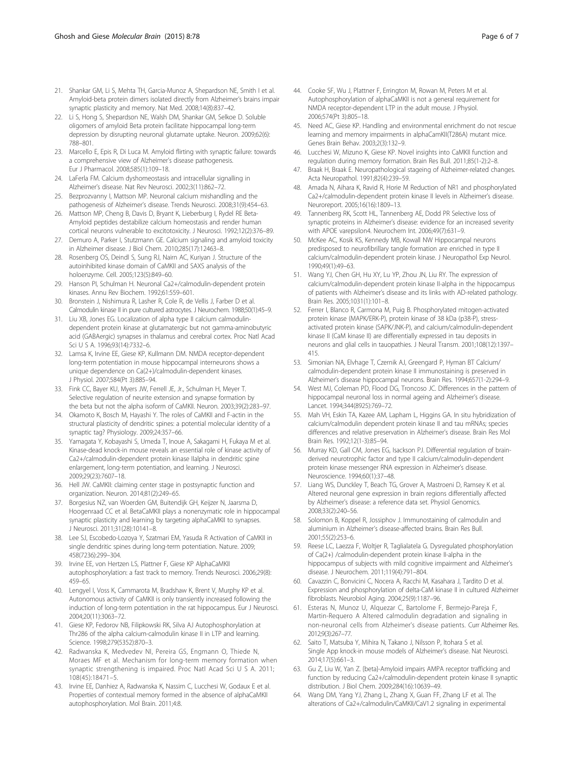21. Shankar GM, Li S, Mehta TH, Garcia-Munoz A, Shepardson NE, Smith I et al. Amyloid-beta protein dimers isolated directly from Alzheimer's brains impair synaptic plasticity and memory. Nat Med. 2008;14(8):837–42.
22. Li S, Hong S, Shepardson NE, Walsh DM, Shankar GM, Selkoe D. Soluble oligomers of amyloid Beta protein facilitate hippocampal long-term depression by disrupting neuronal glutamate uptake. Neuron. 2009;62(6): 788–801.
23. Marcello E, Epis R, Di Luca M. Amyloid flirting with synaptic failure: towards a comprehensive view of Alzheimer's disease pathogenesis. Eur J Pharmacol. 2008;585(1):109–18.
24. LaFerla FM. Calcium dyshomeostasis and intracellular signalling in Alzheimer's disease. Nat Rev Neurosci. 2002;3(11):862–72.
25. Bezprozvanny I, Mattson MP. Neuronal calcium mishandling and the pathogenesis of Alzheimer's disease. Trends Neurosci. 2008;31(9):454–63.
26. Mattson MP, Cheng B, Davis D, Bryant K, Lieberburg I, Rydel RE Beta-Amyloid peptides destabilize calcium homeostasis and render human cortical neurons vulnerable to excitotoxicity. J Neurosci. 1992;12(2):376–89.
27. Demuro A, Parker I, Stutzmann GE. Calcium signaling and amyloid toxicity in Alzheimer disease. J Biol Chem. 2010;285(17):12463–8.
28. Rosenberg OS, Deindl S, Sung RJ, Nairn AC, Kuriyan J. Structure of the autoinhibited kinase domain of CaMKII and SAXS analysis of the holoenzyme. Cell. 2005;123(5):849–60.
29. Hanson PI, Schulman H. Neuronal Ca2+/calmodulin-dependent protein kinases. Annu Rev Biochem. 1992;61:559–601.
30. Bronstein J, Nishimura R, Lasher R, Cole R, de Vellis J, Farber D et al. Calmodulin kinase II in pure cultured astrocytes. J Neurochem. 1988;50(1):45–9.
31. Liu XB, Jones EG. Localization of alpha type II calcium calmodulin-dependent protein kinase at glutamatergic but not gamma-aminobutyric acid (GABAergic) synapses in thalamus and cerebral cortex. Proc Natl Acad Sci U S A. 1996;93(14):7332–6.
32. Lamsa K, Irvine EE, Giese KP, Kullmann DM. NMDA receptor-dependent long-term potentiation in mouse hippocampal interneurons shows a unique dependence on Ca(2+)/calmodulin-dependent kinases. J Physiol. 2007;584(Pt 3):885–94.
33. Fink CC, Bayer KU, Myers JW, Ferrell JE, Jr., Schulman H, Meyer T. Selective regulation of neurite extension and synapse formation by the beta but not the alpha isoform of CaMKII. Neuron. 2003;39(2):283–97.
34. Okamoto K, Bosch M, Hayashi Y. The roles of CaMKII and F-actin in the structural plasticity of dendritic spines: a potential molecular identity of a synaptic tag? Physiology. 2009;24:357–66.
35. Yamagata Y, Kobayashi S, Umeda T, Inoue A, Sakagami H, Fukaya M et al. Kinase-dead knock-in mouse reveals an essential role of kinase activity of Ca2+/calmodulin-dependent protein kinase IIalpha in dendritic spine enlargement, long-term potentiation, and learning. J Neurosci. 2009;29(23):7607–18.
36. Hell JW. CaMKII: claiming center stage in postsynaptic function and organization. Neuron. 2014;81(2):249–65.
37. Borgesius NZ, van Woerden GM, Buitendijk GH, Keijzer N, Jaarsma D, Hoogenraad CC et al. BetaCaMKII plays a nonenzymatic role in hippocampal synaptic plasticity and learning by targeting alphaCaMKII to synapses. J Neurosci. 2011;31(28):10141–8.
38. Lee SJ, Escobedo-Lozoya Y, Szatmari EM, Yasuda R Activation of CaMKII in single dendritic spines during long-term potentiation. Nature. 2009; 458(7236):299–304.
39. Irvine EE, von Hertzen LS, Plattner F, Giese KP AlphaCaMKII autophosphorylation: a fast track to memory. Trends Neurosci. 2006;29(8): 459–65.
40. Lengyel I, Voss K, Cammarota M, Bradshaw K, Brent V, Murphy KP et al. Autonomous activity of CaMKII is only transiently increased following the induction of long-term potentiation in the rat hippocampus. Eur J Neurosci. 2004;20(11):3063–72.
41. Giese KP, Fedorov NB, Filipkowski RK, Silva AJ Autophosphorylation at Thr286 of the alpha calcium-calmodulin kinase II in LTP and learning. Science. 1998;279(5352):870–3.
42. Radwanska K, Medvedev NI, Pereira GS, Engmann O, Thiede N, Moraes MF et al. Mechanism for long-term memory formation when synaptic strengthening is impaired. Proc Natl Acad Sci U S A. 2011; 108(45):18471–5.
43. Irvine EE, Danhiez A, Radwanska K, Nassim C, Lucchesi W, Godaux E et al. Properties of contextual memory formed in the absence of alphaCaMKII autophosphorylation. Mol Brain. 2011;4:8.
44. Cooke SF, Wu J, Plattner F, Errington M, Rowan M, Peters M et al. Autophosphorylation of alphaCaMKII is not a general requirement for NMDA receptor-dependent LTP in the adult mouse. J Physiol. 2006;574(Pt 3):805–18.
45. Need AC, Giese KP. Handling and environmental enrichment do not rescue learning and memory impairments in alphaCamKII(T286A) mutant mice. Genes Brain Behav. 2003;2(3):132–9.
46. Lucchesi W, Mizuno K, Giese KP. Novel insights into CaMKII function and regulation during memory formation. Brain Res Bull. 2011;85(1-2):2–8.
47. Braak H, Braak E. Neuropathological stageing of Alzheimer-related changes. Acta Neuropathol. 1991;82(4):239–59.
48. Amada N, Aihara K, Ravid R, Horie M Reduction of NR1 and phosphorylated Ca2+/calmodulin-dependent protein kinase II levels in Alzheimer's disease. Neuroreport. 2005;16(16):1809–13.
49. Tannenberg RK, Scott HL, Tannenberg AE, Dodd PR Selective loss of synaptic proteins in Alzheimer's disease: evidence for an increased severity with APOE varepsilon4. Neurochem Int. 2006;49(7):631–9.
50. McKee AC, Kosik KS, Kennedy MB, Kowall NW Hippocampal neurons predisposed to neurofibrillary tangle formation are enriched in type II calcium/calmodulin-dependent protein kinase. J Neuropathol Exp Neurol. 1990;49(1):49–63.
51. Wang YJ, Chen GH, Hu XY, Lu YP, Zhou JN, Liu RY. The expression of calcium/calmodulin-dependent protein kinase II-alpha in the hippocampus of patients with Alzheimer's disease and its links with AD-related pathology. Brain Res. 2005;1031(1):101–8.
52. Ferrer I, Blanco R, Carmona M, Puig B. Phosphorylated mitogen-activated protein kinase (MAPK/ERK-P), protein kinase of 38 kDa (p38-P), stress-activated protein kinase (SAPK/JNK-P), and calcium/calmodulin-dependent kinase II (CaM kinase II) are differentially expressed in tau deposits in neurons and glial cells in tauopathies. J Neural Transm. 2001;108(12):1397–415.
53. Simonian NA, Elvhage T, Czernik AJ, Greengard P, Hyman BT Calcium/calmodulin-dependent protein kinase II immunostaining is preserved in Alzheimer's disease hippocampal neurons. Brain Res. 1994;657(1-2):294–9.
54. West MJ, Coleman PD, Flood DG, Troncoso JC. Differences in the pattern of hippocampal neuronal loss in normal ageing and Alzheimer's disease. Lancet. 1994;344(8925):769–72.
55. Mah VH, Eskin TA, Kazee AM, Lapham L, Higgins GA. In situ hybridization of calcium/calmodulin dependent protein kinase II and tau mRNAs; species differences and relative preservation in Alzheimer's disease. Brain Res Mol Brain Res. 1992;12(1-3):85–94.
56. Murray KD, Gall CM, Jones EG, Isackson PJ. Differential regulation of brain-derived neurotrophic factor and type II calcium/calmodulin-dependent protein kinase messenger RNA expression in Alzheimer's disease. Neuroscience. 1994;60(1):37–48.
57. Liang WS, Dunckley T, Beach TG, Grover A, Mastroeni D, Ramsey K et al. Altered neuronal gene expression in brain regions differentially affected by Alzheimer's disease: a reference data set. Physiol Genomics. 2008;33(2):240–56.
58. Solomon B, Koppel R, Jossiphov J. Immunostaining of calmodulin and aluminium in Alzheimer's disease-affected brains. Brain Res Bull. 2001;55(2):253–6.
59. Reese LC, Laezza F, Woltjer R, Taglialatela G. Dysregulated phosphorylation of Ca(2+) /calmodulin-dependent protein kinase II-alpha in the hippocampus of subjects with mild cognitive impairment and Alzheimer's disease. J Neurochem. 2011;119(4):791–804.
60. Cavazzin C, Bonvicini C, Nocera A, Racchi M, Kasahara J, Tardito D et al. Expression and phosphorylation of delta-CaM kinase II in cultured Alzheimer fibroblasts. Neurobiol Aging. 2004;25(9):1187–96.
61. Esteras N, Munoz U, Alquezar C, Bartolome F, Bermejo-Pareja F, Martin-Requero A Altered calmodulin degradation and signaling in non-neuronal cells from Alzheimer's disease patients. Curr Alzheimer Res. 2012;9(3):267–77.
62. Saito T, Matsuba Y, Mihira N, Takano J, Nilsson P, Itohara S et al. Single App knock-in mouse models of Alzheimer's disease. Nat Neurosci. 2014;17(5):661–3.
63. Gu Z, Liu W, Yan Z. {beta}-Amyloid impairs AMPA receptor trafficking and function by reducing Ca2+/calmodulin-dependent protein kinase II synaptic distribution. J Biol Chem. 2009;284(16):10639–49.
64. Wang DM, Yang YJ, Zhang L, Zhang X, Guan FF, Zhang LF et al. The alterations of Ca2+/calmodulin/CaMKII/CaV1.2 signaling in experimental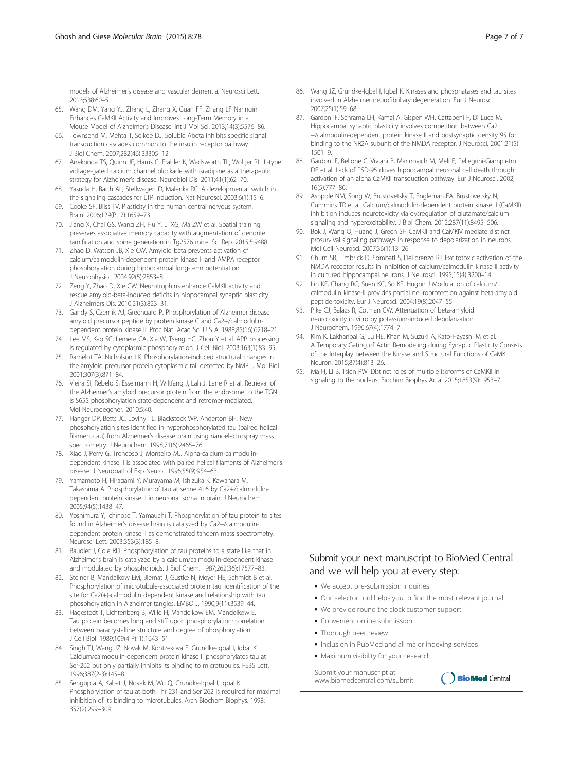models of Alzheimer's disease and vascular dementia. Neurosci Lett. 2013;538:60–5.

65. Wang DM, Yang YJ, Zhang L, Zhang X, Guan FF, Zhang LF Naringin Enhances CaMKII Activity and Improves Long-Term Memory in a Mouse Model of Alzheimer's Disease. Int J Mol Sci. 2013;14(3):5576–86.
66. Townsend M, Mehta T, Selkoe DJ. Soluble Abeta inhibits specific signal transduction cascades common to the insulin receptor pathway. J Biol Chem. 2007;282(46):33305–12.
67. Anekonda TS, Quinn JF, Harris C, Frahler K, Wadsworth TL, Woltjer RL. L-type voltage-gated calcium channel blockade with isradipine as a therapeutic strategy for Alzheimer's disease. Neurobiol Dis. 2011;41(1):62–70.
68. Yasuda H, Barth AL, Stellwagen D, Malenka RC. A developmental switch in the signaling cascades for LTP induction. Nat Neurosci. 2003;6(1):15–6.
69. Cooke SF, Bliss TV. Plasticity in the human central nervous system. Brain. 2006;129(Pt 7):1659–73.
70. Jiang X, Chai GS, Wang ZH, Hu Y, Li XG, Ma ZW et al. Spatial training preserves associative memory capacity with augmentation of dendrite ramification and spine generation in Tg2576 mice. Sci Rep. 2015;5:9488.
71. Zhao D, Watson JB, Xie CW. Amyloid beta prevents activation of calcium/calmodulin-dependent protein kinase II and AMPA receptor phosphorylation during hippocampal long-term potentiation. J Neurophysiol. 2004;92(5):2853–8.
72. Zeng Y, Zhao D, Xie CW. Neurotrophins enhance CaMKII activity and rescue amyloid-beta-induced deficits in hippocampal synaptic plasticity. J Alzheimers Dis. 2010;21(3):823–31.
73. Gandy S, Czernik AJ, Greengard P. Phosphorylation of Alzheimer disease amyloid precursor peptide by protein kinase C and Ca2+/calmodulin-dependent protein kinase II. Proc Natl Acad Sci U S A. 1988;85(16):6218–21.
74. Lee MS, Kao SC, Lemere CA, Xia W, Tseng HC, Zhou Y et al. APP processing is regulated by cytoplasmic phosphorylation. J Cell Biol. 2003;163(1):83–95.
75. Ramelot TA, Nicholson LK. Phosphorylation-induced structural changes in the amyloid precursor protein cytoplasmic tail detected by NMR. J Mol Biol. 2001;307(3):871–84.
76. Vieira SI, Rebelo S, Esselmann H, Wiltfang J, Lah J, Lane R et al. Retrieval of the Alzheimer's amyloid precursor protein from the endosome to the TGN is S655 phosphorylation state-dependent and retromer-mediated. Mol Neurodegener. 2010;5:40.
77. Hanger DP, Betts JC, Loviny TL, Blackstock WP, Anderton BH. New phosphorylation sites identified in hyperphosphorylated tau (paired helical filament-tau) from Alzheimer's disease brain using nanoelectrospray mass spectrometry. J Neurochem. 1998;71(6):2465–76.
78. Xiao J, Perry G, Troncoso J, Monteiro MJ. Alpha-calcium-calmodulin-dependent kinase II is associated with paired helical filaments of Alzheimer's disease. J Neuropathol Exp Neurol. 1996;55(9):954–63.
79. Yamamoto H, Hiragami Y, Murayama M, Ishizuka K, Kawahara M, Takashima A. Phosphorylation of tau at serine 416 by Ca2+/calmodulin-dependent protein kinase II in neuronal soma in brain. J Neurochem. 2005;94(5):1438–47.
80. Yoshimura Y, Ichinose T, Yamauchi T. Phosphorylation of tau protein to sites found in Alzheimer's disease brain is catalyzed by Ca2+/calmodulin-dependent protein kinase II as demonstrated tandem mass spectrometry. Neurosci Lett. 2003;353(3):185–8.
81. Baudier J, Cole RD. Phosphorylation of tau proteins to a state like that in Alzheimer's brain is catalyzed by a calcium/calmodulin-dependent kinase and modulated by phospholipids. J Biol Chem. 1987;262(36):17577–83.
82. Steiner B, Mandelkow EM, Biernat J, Gustke N, Meyer HE, Schmidt B et al. Phosphorylation of microtubule-associated protein tau: identification of the site for Ca2(+)-calmodulin dependent kinase and relationship with tau phosphorylation in Alzheimer tangles. EMBO J. 1990;9(11):3539–44.
83. Hagestedt T, Lichtenberg B, Wille H, Mandelkow EM, Mandelkow E. Tau protein becomes long and stiff upon phosphorylation: correlation between paracrystalline structure and degree of phosphorylation. J Cell Biol. 1989;109(4 Pt 1):1643–51.
84. Singh TJ, Wang JZ, Novak M, Kontzekova E, Grundke-Iqbal I, Iqbal K. Calcium/calmodulin-dependent protein kinase II phosphorylates tau at Ser-262 but only partially inhibits its binding to microtubules. FEBS Lett. 1996;387(2-3):145–8.
85. Sengupta A, Kabat J, Novak M, Wu Q, Grundke-Iqbal I, Iqbal K. Phosphorylation of tau at both Thr 231 and Ser 262 is required for maximal inhibition of its binding to microtubules. Arch Biochem Biophys. 1998; 357(2):299–309.
86. Wang JZ, Grundke-Iqbal I, Iqbal K. Kinases and phosphatases and tau sites involved in Alzheimer neurofibrillary degeneration. Eur J Neurosci. 2007;25(1):59–68.
87. Gardoni F, Schrama LH, Kamal A, Gispen WH, Cattabeni F, Di Luca M. Hippocampal synaptic plasticity involves competition between Ca2 +/calmodulin-dependent protein kinase II and postsynaptic density 95 for binding to the NR2A subunit of the NMDA receptor. J Neurosci. 2001;21(5): 1501–9.
88. Gardoni F, Bellone C, Viviani B, Marinovich M, Meli E, Pellegrini-Giampietro DE et al. Lack of PSD-95 drives hippocampal neuronal cell death through activation of an alpha CaMKII transduction pathway. Eur J Neurosci. 2002; 16(5):777–86.
89. Ashpole NM, Song W, Brustovetsky T, Engleman EA, Brustovetsky N, Cummins TR et al. Calcium/calmodulin-dependent protein kinase II (CaMKII) inhibition induces neurotoxicity via dysregulation of glutamate/calcium signaling and hyperexcitability. J Biol Chem. 2012;287(11):8495–506.
90. Bok J, Wang Q, Huang J, Green SH CaMKII and CaMKIV mediate distinct prosurvival signaling pathways in response to depolarization in neurons. Mol Cell Neurosci. 2007;36(1):13–26.
91. Churn SB, Limbrick D, Sombati S, DeLorenzo RJ. Excitotoxic activation of the NMDA receptor results in inhibition of calcium/calmodulin kinase II activity in cultured hippocampal neurons. J Neurosci. 1995;15(4):3200–14.
92. Lin KF, Chang RC, Suen KC, So KF, Hugon J Modulation of calcium/ calmodulin kinase-II provides partial neuroprotection against beta-amyloid peptide toxicity. Eur J Neurosci. 2004;19(8):2047–55.
93. Pike CJ, Balazs R, Cotman CW. Attenuation of beta-amyloid neurotoxicity in vitro by potassium-induced depolarization. J Neurochem. 1996;67(4):1774–7.
94. Kim K, Lakhanpal G, Lu HE, Khan M, Suzuki A, Kato-Hayashi M et al. A Temporary Gating of Actin Remodeling during Synaptic Plasticity Consists of the Interplay between the Kinase and Structural Functions of CaMKII. Neuron. 2015;87(4):813–26.
95. Ma H, Li B, Tsien RW. Distinct roles of multiple isoforms of CaMKII in signaling to the nucleus. Biochim Biophys Acta. 2015;1853(9):1953–7.

Submit your next manuscript to BioMed Central and we will help you at every step:

- We accept pre-submission inquiries
- Our selector tool helps you to find the most relevant journal
- We provide round the clock customer support
- Convenient online submission
- Thorough peer review
- Inclusion in PubMed and all major indexing services
- Maximum visibility for your research

Submit your manuscript at www.biomedcentral.com/submit

BioMed Central